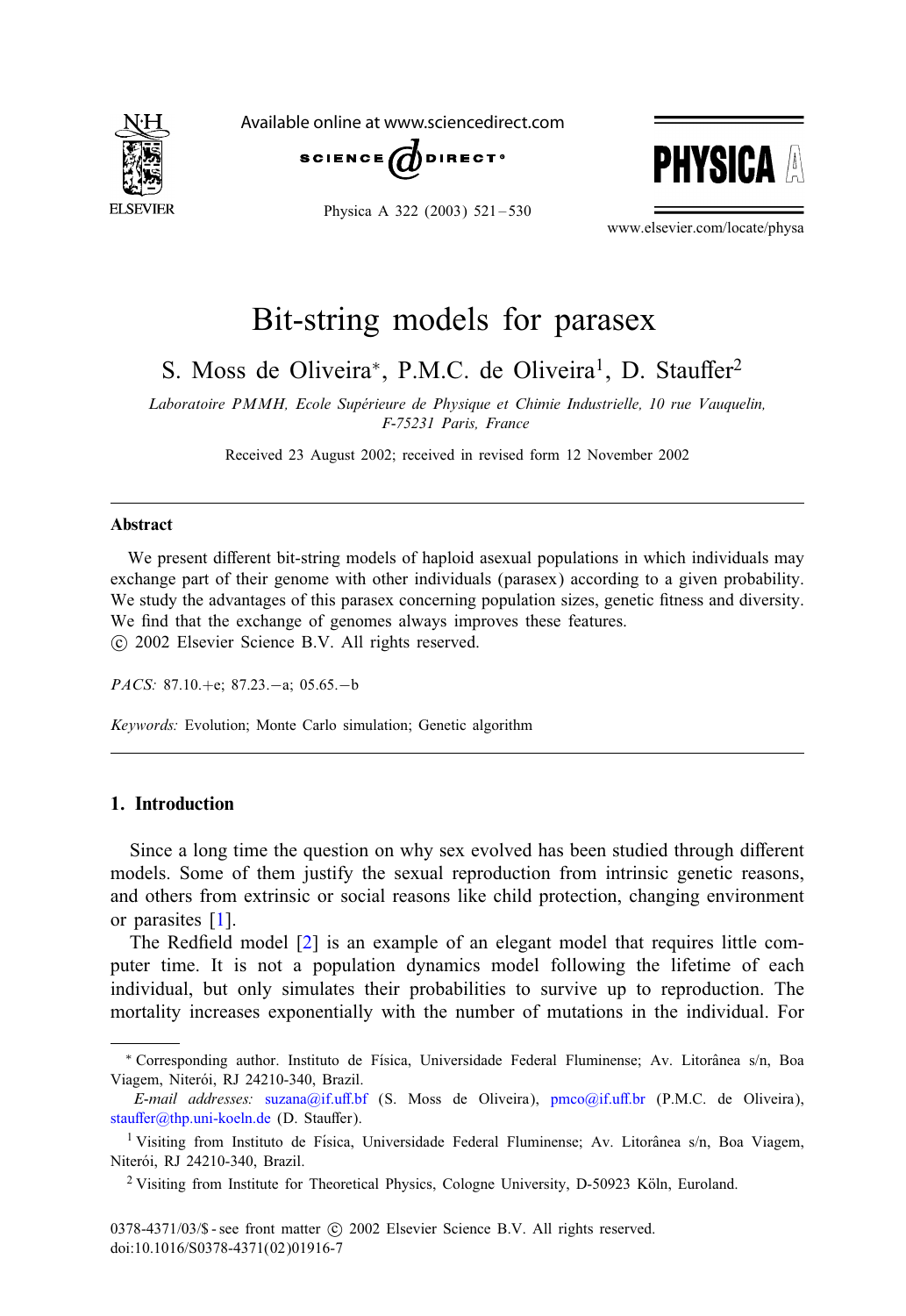# Bit-string models for parasex

S. Moss de Oliveira*, P.M.C. de Oliveira[1], D. Stauffer[2]

*Laboratoire PMMH, Ecole Supérieure de Physique et Chimie Industrielle, 10 rue Vauquelin, F-75231 Paris, France*

Received 23 August 2002; received in revised form 12 November 2002

---

## Abstract

We present different bit-string models of haploid asexual populations in which individuals may exchange part of their genome with other individuals (parasex) according to a given probability. We study the advantages of this parasex concerning population sizes, genetic fitness and diversity. We find that the exchange of genomes always improves these features.
© 2002 Elsevier Science B.V. All rights reserved.

*PACS:* 87.10.+e; 87.23.−a; 05.65.−b

*Keywords:* Evolution; Monte Carlo simulation; Genetic algorithm

---

## 1. Introduction

Since a long time the question on why sex evolved has been studied through different models. Some of them justify the sexual reproduction from intrinsic genetic reasons, and others from extrinsic or social reasons like child protection, changing environment or parasites [1].

The Redfield model [2] is an example of an elegant model that requires little computer time. It is not a population dynamics model following the lifetime of each individual, but only simulates their probabilities to survive up to reproduction. The mortality increases exponentially with the number of mutations in the individual. For

---

* Corresponding author. Instituto de Física, Universidade Federal Fluminense; Av. Litorânea s/n, Boa Viagem, Niterói, RJ 24210-340, Brazil.

*E-mail addresses:* suzana@if.uff.bf (S. Moss de Oliveira), pmco@if.uff.br (P.M.C. de Oliveira), stauffer@thp.uni-koeln.de (D. Stauffer).

[1] Visiting from Instituto de Física, Universidade Federal Fluminense; Av. Litorânea s/n, Boa Viagem, Niterói, RJ 24210-340, Brazil.

[2] Visiting from Institute for Theoretical Physics, Cologne University, D-50923 Köln, Euroland.

0378-4371/03/$ - see front matter © 2002 Elsevier Science B.V. All rights reserved.
doi:10.1016/S0378-4371(02)01916-7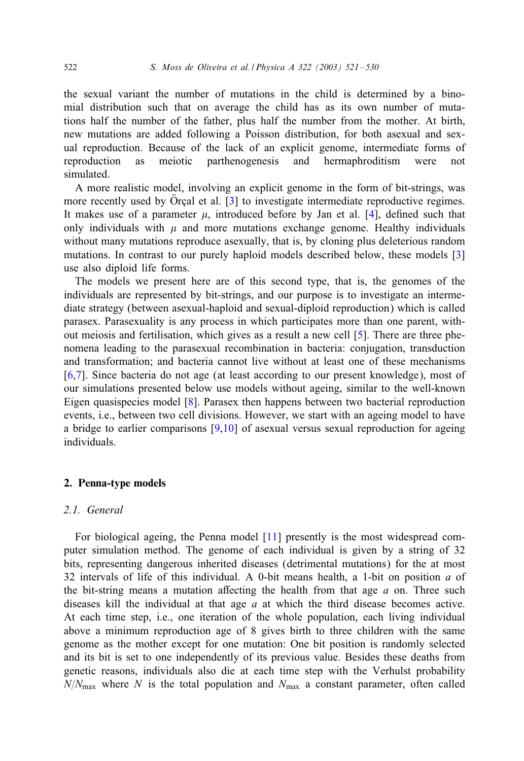the sexual variant the number of mutations in the child is determined by a binomial distribution such that on average the child has as its own number of mutations half the number of the father, plus half the number from the mother. At birth, new mutations are added following a Poisson distribution, for both asexual and sexual reproduction. Because of the lack of an explicit genome, intermediate forms of reproduction as meiotic parthenogenesis and hermaphroditism were not simulated.

A more realistic model, involving an explicit genome in the form of bit-strings, was more recently used by Örçal et al. [3] to investigate intermediate reproductive regimes. It makes use of a parameter $\mu$, introduced before by Jan et al. [4], defined such that only individuals with $\mu$ and more mutations exchange genome. Healthy individuals without many mutations reproduce asexually, that is, by cloning plus deleterious random mutations. In contrast to our purely haploid models described below, these models [3] use also diploid life forms.

The models we present here are of this second type, that is, the genomes of the individuals are represented by bit-strings, and our purpose is to investigate an intermediate strategy (between asexual-haploid and sexual-diploid reproduction) which is called parasex. Parasexuality is any process in which participates more than one parent, without meiosis and fertilisation, which gives as a result a new cell [5]. There are three phenomena leading to the parasexual recombination in bacteria: conjugation, transduction and transformation; and bacteria cannot live without at least one of these mechanisms [6,7]. Since bacteria do not age (at least according to our present knowledge), most of our simulations presented below use models without ageing, similar to the well-known Eigen quasispecies model [8]. Parasex then happens between two bacterial reproduction events, i.e., between two cell divisions. However, we start with an ageing model to have a bridge to earlier comparisons [9,10] of asexual versus sexual reproduction for ageing individuals.

## 2. Penna-type models

### 2.1. General

For biological ageing, the Penna model [11] presently is the most widespread computer simulation method. The genome of each individual is given by a string of 32 bits, representing dangerous inherited diseases (detrimental mutations) for the at most 32 intervals of life of this individual. A 0-bit means health, a 1-bit on position $a$ of the bit-string means a mutation affecting the health from that age $a$ on. Three such diseases kill the individual at that age $a$ at which the third disease becomes active. At each time step, i.e., one iteration of the whole population, each living individual above a minimum reproduction age of 8 gives birth to three children with the same genome as the mother except for one mutation: One bit position is randomly selected and its bit is set to one independently of its previous value. Besides these deaths from genetic reasons, individuals also die at each time step with the Verhulst probability $N/N_{\max}$ where $N$ is the total population and $N_{\max}$ a constant parameter, often called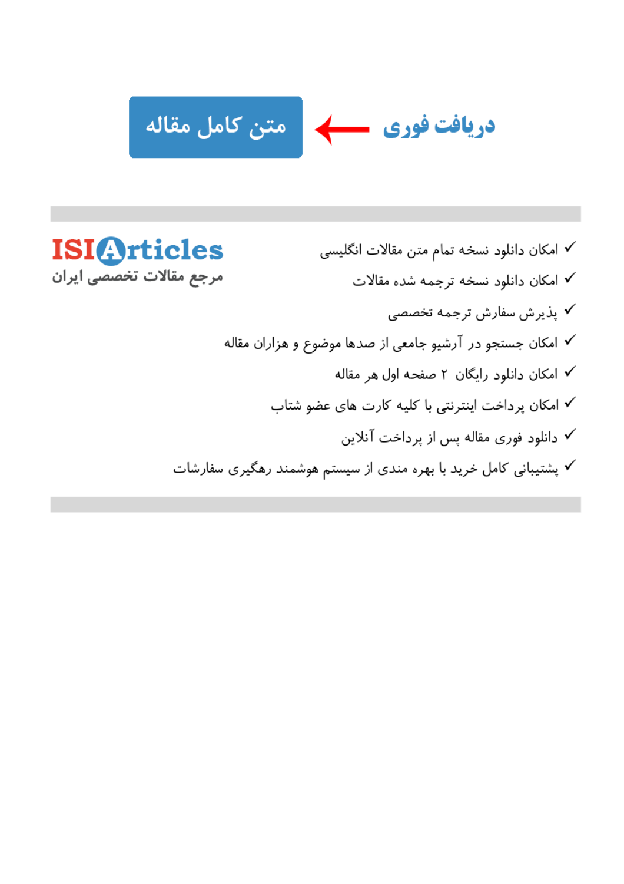دریافت فوری ← **متن کامل مقاله**

**ISIArticles**
مرجع مقالات تخصصی ایران

- ✓ امکان دانلود نسخه تمام متن مقالات انگلیسی
- ✓ امکان دانلود نسخه ترجمه شده مقالات
- ✓ پذیرش سفارش ترجمه تخصصی
- ✓ امکان جستجو در آرشیو جامعی از صدها موضوع و هزاران مقاله
- ✓ امکان دانلود رایگان ۲ صفحه اول هر مقاله
- ✓ امکان پرداخت اینترنتی با کلیه کارت های عضو شتاب
- ✓ دانلود فوری مقاله پس از پرداخت آنلاین
- ✓ پشتیبانی کامل خرید با بهره مندی از سیستم هوشمند رهگیری سفارشات